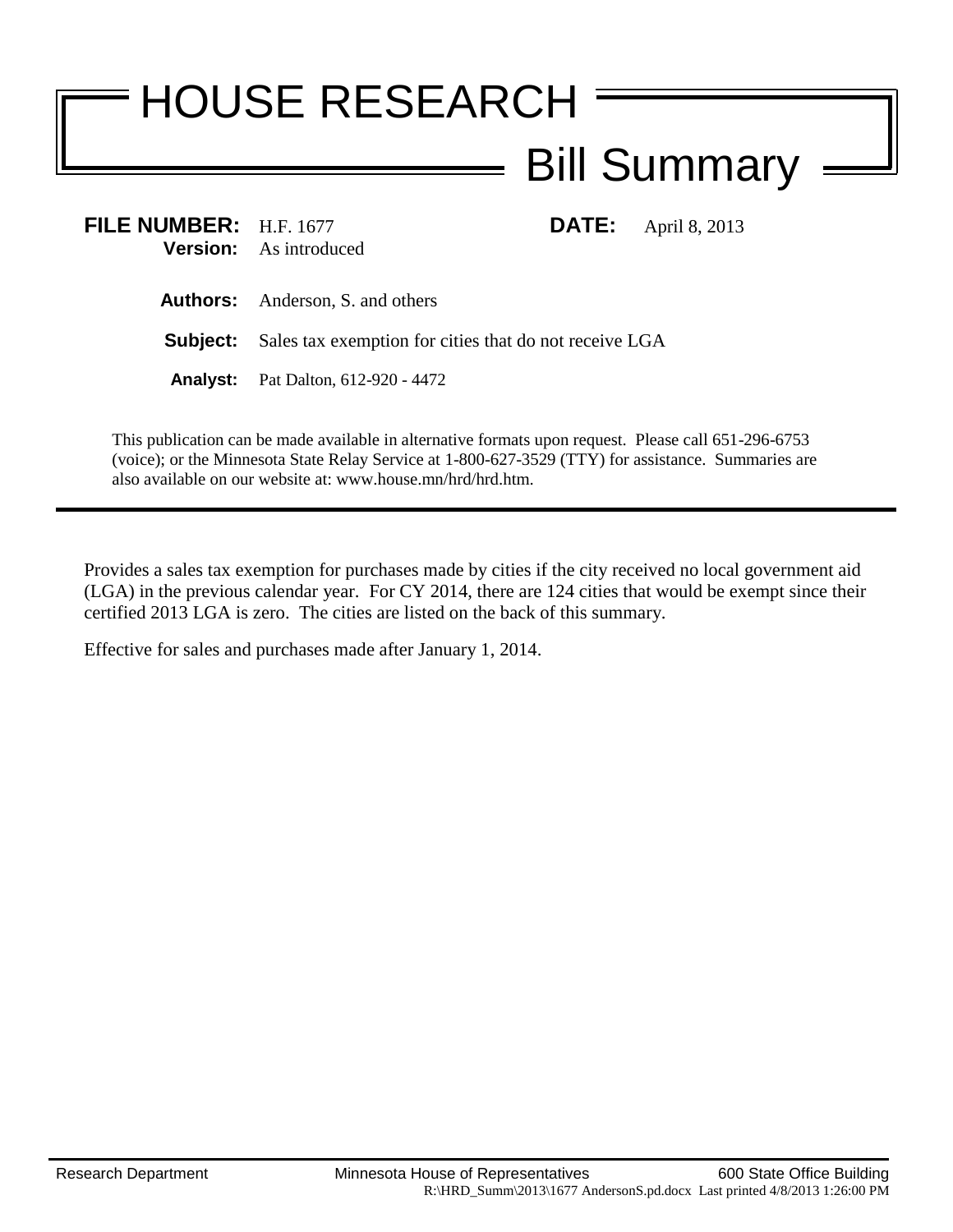# HOUSE RESEARCH

## Bill Summary

**FILE NUMBER:** H.F. 1677
**Version:** As introduced

**DATE:** April 8, 2013

**Authors:** Anderson, S. and others

**Subject:** Sales tax exemption for cities that do not receive LGA

**Analyst:** Pat Dalton, 612-920 - 4472

This publication can be made available in alternative formats upon request. Please call 651-296-6753 (voice); or the Minnesota State Relay Service at 1-800-627-3529 (TTY) for assistance. Summaries are also available on our website at: www.house.mn/hrd/hrd.htm.

---

Provides a sales tax exemption for purchases made by cities if the city received no local government aid (LGA) in the previous calendar year. For CY 2014, there are 124 cities that would be exempt since their certified 2013 LGA is zero. The cities are listed on the back of this summary.

Effective for sales and purchases made after January 1, 2014.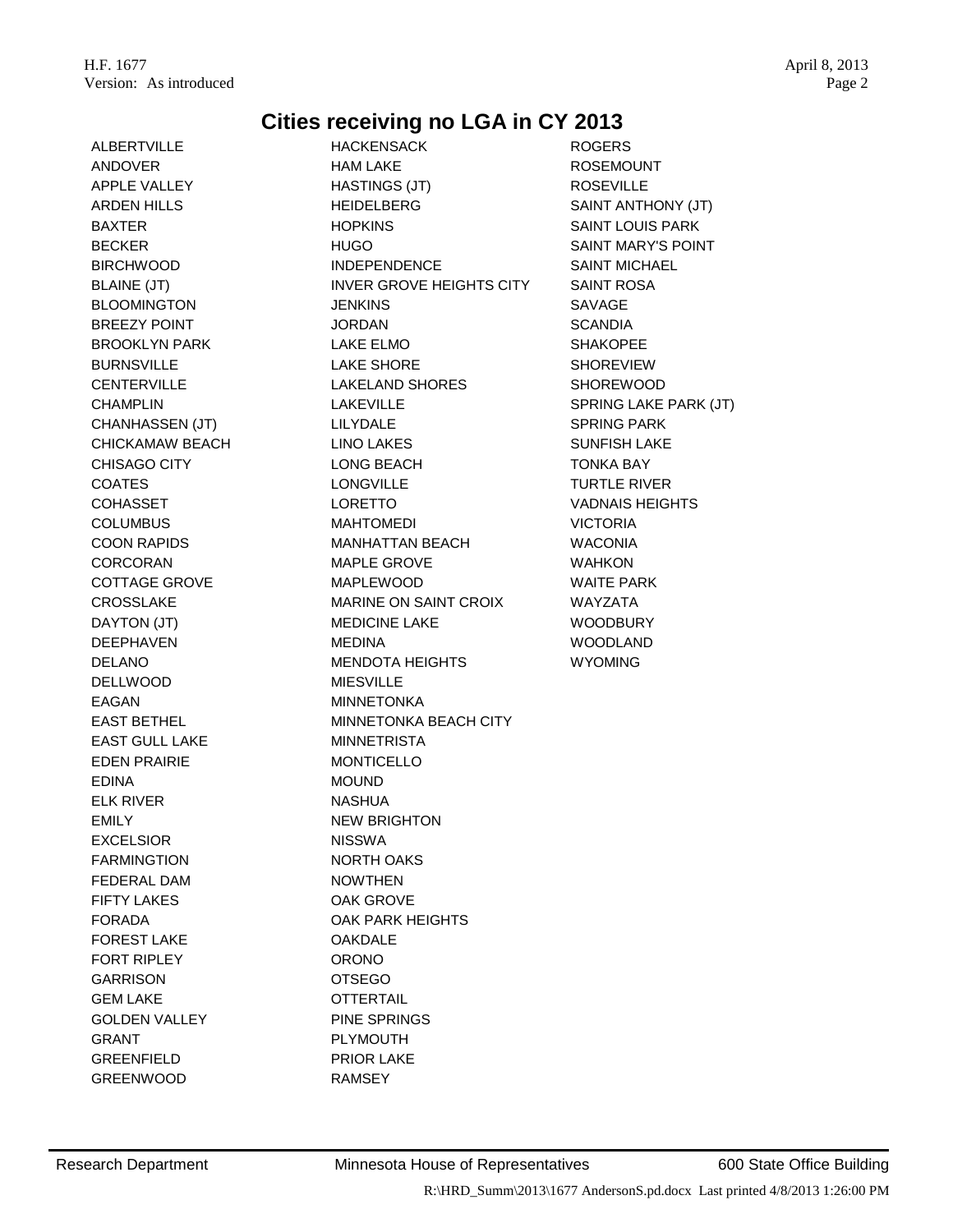# Cities receiving no LGA in CY 2013

ALBERTVILLE
ANDOVER
APPLE VALLEY
ARDEN HILLS
BAXTER
BECKER
BIRCHWOOD
BLAINE (JT)
BLOOMINGTON
BREEZY POINT
BROOKLYN PARK
BURNSVILLE
CENTERVILLE
CHAMPLIN
CHANHASSEN (JT)
CHICKAMAW BEACH
CHISAGO CITY
COATES
COHASSET
COLUMBUS
COON RAPIDS
CORCORAN
COTTAGE GROVE
CROSSLAKE
DAYTON (JT)
DEEPHAVEN
DELANO
DELLWOOD
EAGAN
EAST BETHEL
EAST GULL LAKE
EDEN PRAIRIE
EDINA
ELK RIVER
EMILY
EXCELSIOR
FARMINGTION
FEDERAL DAM
FIFTY LAKES
FORADA
FOREST LAKE
FORT RIPLEY
GARRISON
GEM LAKE
GOLDEN VALLEY
GRANT
GREENFIELD
GREENWOOD
HACKENSACK
HAM LAKE
HASTINGS (JT)
HEIDELBERG
HOPKINS
HUGO
INDEPENDENCE
INVER GROVE HEIGHTS CITY
JENKINS
JORDAN
LAKE ELMO
LAKE SHORE
LAKELAND SHORES
LAKEVILLE
LILYDALE
LINO LAKES
LONG BEACH
LONGVILLE
LORETTO
MAHTOMEDI
MANHATTAN BEACH
MAPLE GROVE
MAPLEWOOD
MARINE ON SAINT CROIX
MEDICINE LAKE
MEDINA
MENDOTA HEIGHTS
MIESVILLE
MINNETONKA
MINNETONKA BEACH CITY
MINNETRISTA
MONTICELLO
MOUND
NASHUA
NEW BRIGHTON
NISSWA
NORTH OAKS
NOWTHEN
OAK GROVE
OAK PARK HEIGHTS
OAKDALE
ORONO
OTSEGO
OTTERTAIL
PINE SPRINGS
PLYMOUTH
PRIOR LAKE
RAMSEY
ROGERS
ROSEMOUNT
ROSEVILLE
SAINT ANTHONY (JT)
SAINT LOUIS PARK
SAINT MARY'S POINT
SAINT MICHAEL
SAINT ROSA
SAVAGE
SCANDIA
SHAKOPEE
SHOREVIEW
SHOREWOOD
SPRING LAKE PARK (JT)
SPRING PARK
SUNFISH LAKE
TONKA BAY
TURTLE RIVER
VADNAIS HEIGHTS
VICTORIA
WACONIA
WAHKON
WAITE PARK
WAYZATA
WOODBURY
WOODLAND
WYOMING